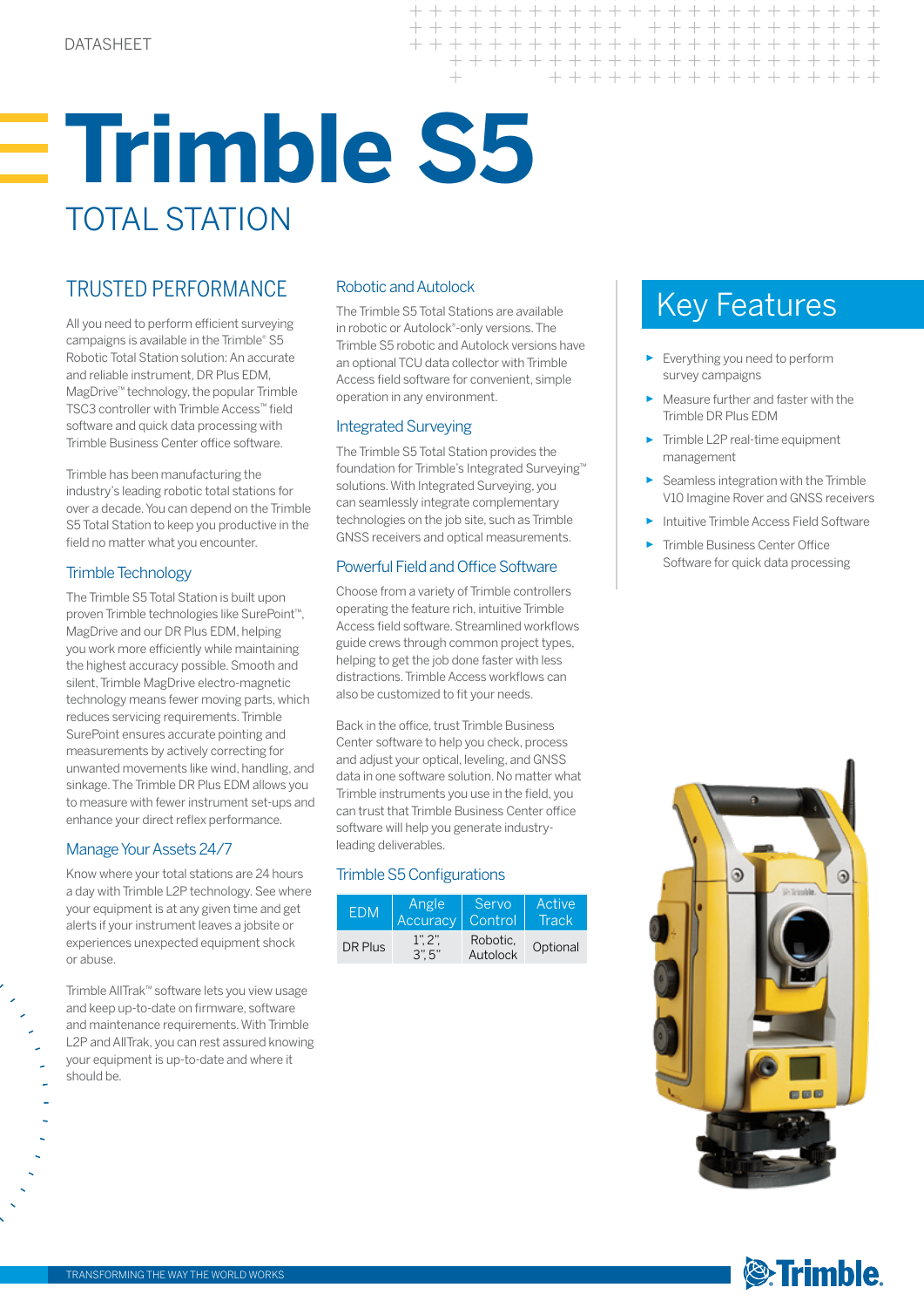DATASHEET

# Trimble S5

## TOTAL STATION

## TRUSTED PERFORMANCE

All you need to perform efficient surveying campaigns is available in the Trimble® S5 Robotic Total Station solution: An accurate and reliable instrument, DR Plus EDM, MagDrive™ technology, the popular Trimble TSC3 controller with Trimble Access™ field software and quick data processing with Trimble Business Center office software.

Trimble has been manufacturing the industry's leading robotic total stations for over a decade. You can depend on the Trimble S5 Total Station to keep you productive in the field no matter what you encounter.

### Trimble Technology

The Trimble S5 Total Station is built upon proven Trimble technologies like SurePoint™, MagDrive and our DR Plus EDM, helping you work more efficiently while maintaining the highest accuracy possible. Smooth and silent, Trimble MagDrive electro-magnetic technology means fewer moving parts, which reduces servicing requirements. Trimble SurePoint ensures accurate pointing and measurements by actively correcting for unwanted movements like wind, handling, and sinkage. The Trimble DR Plus EDM allows you to measure with fewer instrument set-ups and enhance your direct reflex performance.

### Manage Your Assets 24/7

Know where your total stations are 24 hours a day with Trimble L2P technology. See where your equipment is at any given time and get alerts if your instrument leaves a jobsite or experiences unexpected equipment shock or abuse.

Trimble AllTrak™ software lets you view usage and keep up-to-date on firmware, software and maintenance requirements. With Trimble L2P and AllTrak, you can rest assured knowing your equipment is up-to-date and where it should be.

### Robotic and Autolock

The Trimble S5 Total Stations are available in robotic or Autolock®-only versions. The Trimble S5 robotic and Autolock versions have an optional TCU data collector with Trimble Access field software for convenient, simple operation in any environment.

### Integrated Surveying

The Trimble S5 Total Station provides the foundation for Trimble's Integrated Surveying™ solutions. With Integrated Surveying, you can seamlessly integrate complementary technologies on the job site, such as Trimble GNSS receivers and optical measurements.

### Powerful Field and Office Software

Choose from a variety of Trimble controllers operating the feature rich, intuitive Trimble Access field software. Streamlined workflows guide crews through common project types, helping to get the job done faster with less distractions. Trimble Access workflows can also be customized to fit your needs.

Back in the office, trust Trimble Business Center software to help you check, process and adjust your optical, leveling, and GNSS data in one software solution. No matter what Trimble instruments you use in the field, you can trust that Trimble Business Center office software will help you generate industry-leading deliverables.

### Trimble S5 Configurations

| EDM | Angle Accuracy | Servo Control | Active Track |
|---|---|---|---|
| DR Plus | 1", 2", 3", 5" | Robotic, Autolock | Optional |

## Key Features

- Everything you need to perform survey campaigns
- Measure further and faster with the Trimble DR Plus EDM
- Trimble L2P real-time equipment management
- Seamless integration with the Trimble V10 Imagine Rover and GNSS receivers
- Intuitive Trimble Access Field Software
- Trimble Business Center Office Software for quick data processing

TRANSFORMING THE WAY THE WORLD WORKS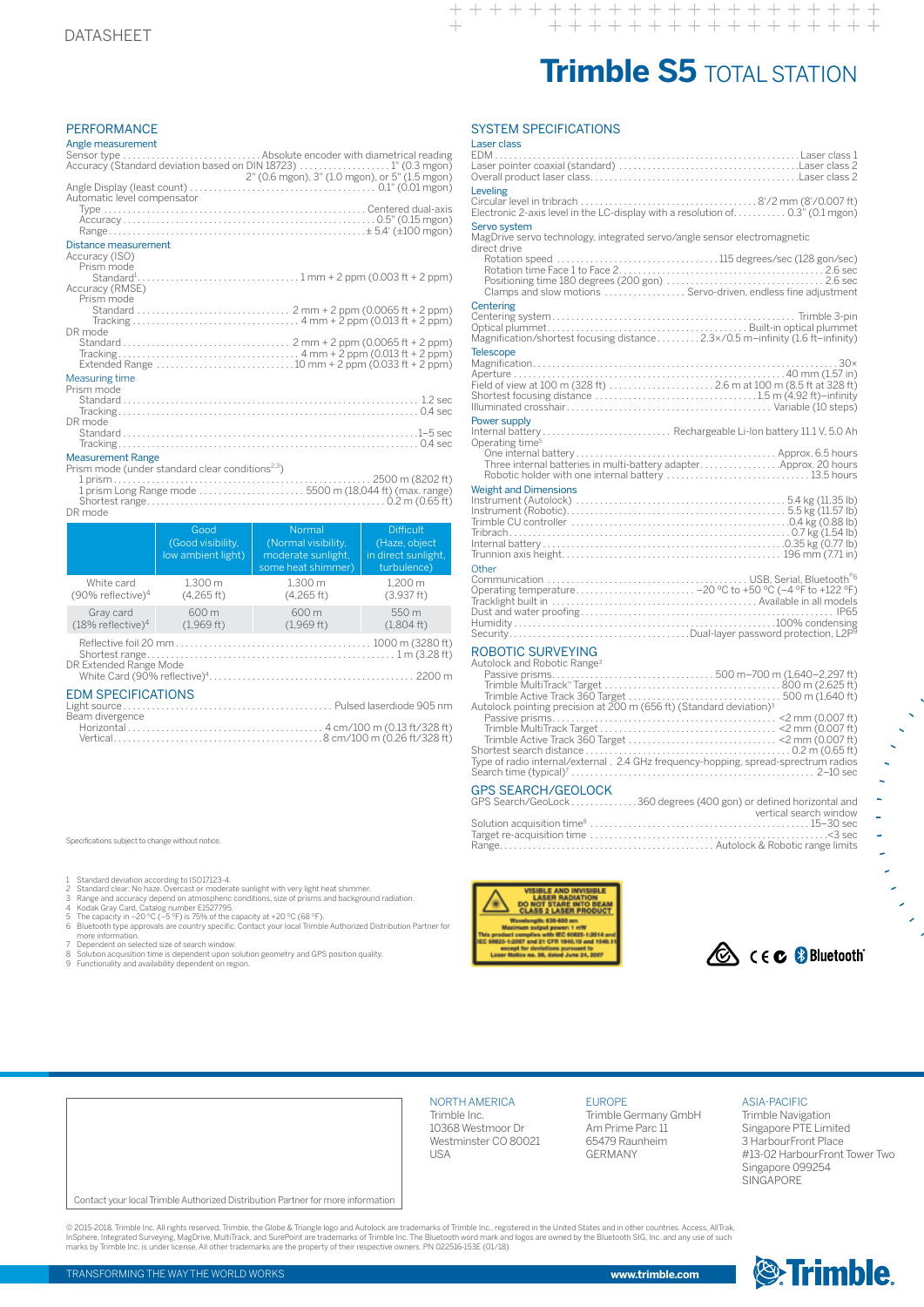DATASHEET

# Trimble S5 TOTAL STATION

## PERFORMANCE

### Angle measurement

Sensor type .... Absolute encoder with diametrical reading
Accuracy (Standard deviation based on DIN 18723) .... 1" (0.3 mgon)
2" (0.6 mgon), 3" (1.0 mgon), or 5" (1.5 mgon)
Angle Display (least count) .... 0.1" (0.01 mgon)
Automatic level compensator
- Type .... Centered dual-axis
- Accuracy .... 0.5" (0.15 mgon)
- Range .... ± 5.4' (±100 mgon)

### Distance measurement

Accuracy (ISO)
- Prism mode
  - Standard[1] .... 1 mm + 2 ppm (0.003 ft + 2 ppm)

Accuracy (RMSE)
- Prism mode
  - Standard .... 2 mm + 2 ppm (0.0065 ft + 2 ppm)
  - Tracking .... 4 mm + 2 ppm (0.013 ft + 2 ppm)
- DR mode
  - Standard .... 2 mm + 2 ppm (0.0065 ft + 2 ppm)
  - Tracking .... 4 mm + 2 ppm (0.013 ft + 2 ppm)
  - Extended Range .... 10 mm + 2 ppm (0.033 ft + 2 ppm)

### Measuring time

Prism mode
- Standard .... 1.2 sec
- Tracking .... 0.4 sec

DR mode
- Standard .... 1–5 sec
- Tracking .... 0.4 sec

### Measurement Range

Prism mode (under standard clear conditions[2,3])
- 1 prism .... 2500 m (8202 ft)
- 1 prism Long Range mode .... 5500 m (18,044 ft) (max. range)
- Shortest range .... 0.2 m (0.65 ft)

DR mode

| | Good (Good visibility, low ambient light) | Normal (Normal visibility, moderate sunlight, some heat shimmer) | Difficult (Haze, object in direct sunlight, turbulence) |
|---|---|---|---|
| White card (90% reflective)[4] | 1,300 m (4,265 ft) | 1,300 m (4,265 ft) | 1,200 m (3,937 ft) |
| Gray card (18% reflective)[4] | 600 m (1,969 ft) | 600 m (1,969 ft) | 550 m (1,804 ft) |

- Reflective foil 20 mm .... 1000 m (3280 ft)
- Shortest range .... 1 m (3.28 ft)

DR Extended Range Mode
- White Card (90% reflective)[4] .... 2200 m

## EDM SPECIFICATIONS

Light source .... Pulsed laserdiode 905 nm
Beam divergence
- Horizontal .... 4 cm/100 m (0.13 ft/328 ft)
- Vertical .... 8 cm/100 m (0.26 ft/328 ft)

Specifications subject to change without notice.

1 Standard deviation according to ISO17123-4.
2 Standard clear: No haze. Overcast or moderate sunlight with very light heat shimmer.
3 Range and accuracy depend on atmospheric conditions, size of prisms and background radiation.
4 Kodak Gray Card, Catalog number E1527795.
5 The capacity in −20 °C (−5 °F) is 75% of the capacity at +20 °C (68 °F).
6 Bluetooth type approvals are country specific. Contact your local Trimble Authorized Distribution Partner for more information.
7 Dependent on selected size of search window.
8 Solution acquisition time is dependent upon solution geometry and GPS position quality.
9 Functionality and availability dependent on region.

## SYSTEM SPECIFICATIONS

### Laser class

EDM .... Laser class 1
Laser pointer coaxial (standard) .... Laser class 2
Overall product laser class .... Laser class 2

### Leveling

Circular level in tribrach .... 8'/2 mm (8'/0.007 ft)
Electronic 2-axis level in the LC-display with a resolution of .... 0.3" (0.1 mgon)

### Servo system

MagDrive servo technology, integrated servo/angle sensor electromagnetic direct drive
- Rotation speed .... 115 degrees/sec (128 gon/sec)
- Rotation time Face 1 to Face 2 .... 2.6 sec
- Positioning time 180 degrees (200 gon) .... 2.6 sec
- Clamps and slow motions .... Servo-driven, endless fine adjustment

### Centering

Centering system .... Trimble 3-pin
Optical plummet .... Built-in optical plummet
Magnification/shortest focusing distance .... 2.3×/0.5 m–infinity (1.6 ft–infinity)

### Telescope

Magnification .... 30×
Aperture .... 40 mm (1.57 in)
Field of view at 100 m (328 ft) .... 2.6 m at 100 m (8.5 ft at 328 ft)
Shortest focusing distance .... 1.5 m (4.92 ft)–infinity
Illuminated crosshair .... Variable (10 steps)

### Power supply

Internal battery .... Rechargeable Li-Ion battery 11.1 V, 5.0 Ah
Operating time[5]
- One internal battery .... Approx. 6.5 hours
- Three internal batteries in multi-battery adapter .... Approx. 20 hours
- Robotic holder with one internal battery .... 13.5 hours

### Weight and Dimensions

Instrument (Autolock) .... 5.4 kg (11.35 lb)
Instrument (Robotic) .... 5.5 kg (11.57 lb)
Trimble CU controller .... 0.4 kg (0.88 lb)
Tribrach .... 0.7 kg (1.54 lb)
Internal battery .... 0.35 kg (0.77 lb)
Trunnion axis height .... 196 mm (7.71 in)

### Other

Communication .... USB, Serial, Bluetooth®[6]
Operating temperature .... −20 °C to +50 °C (−4 °F to +122 °F)
Tracklight built in .... Available in all models
Dust and water proofing .... IP65
Humidity .... 100% condensing
Security .... Dual-layer password protection, L2P[9]

## ROBOTIC SURVEYING

Autolock and Robotic Range[3]
- Passive prisms .... 500 m–700 m (1,640–2,297 ft)
- Trimble MultiTrack™ Target .... 800 m (2,625 ft)
- Trimble Active Track 360 Target .... 500 m (1,640 ft)

Autolock pointing precision at 200 m (656 ft) (Standard deviation)[3]
- Passive prisms .... <2 mm (0.007 ft)
- Trimble MultiTrack Target .... <2 mm (0.007 ft)
- Trimble Active Track 360 Target .... <2 mm (0.007 ft)

Shortest search distance .... 0.2 m (0.65 ft)
Type of radio internal/external . 2.4 GHz frequency-hopping, spread-spectrum radios
Search time (typical)[7] .... 2–10 sec

## GPS SEARCH/GEOLOCK

GPS Search/GeoLock .... 360 degrees (400 gon) or defined horizontal and vertical search window
Solution acquisition time[8] .... 15–30 sec
Target re-acquisition time .... <3 sec
Range .... Autolock & Robotic range limits

VISIBLE AND INVISIBLE LASER RADIATION DO NOT STARE INTO BEAM CLASS 2 LASER PRODUCT
Wavelength: 630-680 nm
Maximum output power: 1 mW
This product complies with IEC 60825-1:2014 and IEC 60825-1:2007 and 21 CFR 1040.10 and 1040.11 except for deviations pursuant to Laser Notice no. 50, dated June 24, 2007

CE Bluetooth®

Contact your local Trimble Authorized Distribution Partner for more information

NORTH AMERICA
Trimble Inc.
10368 Westmoor Dr
Westminster CO 80021
USA

EUROPE
Trimble Germany GmbH
Am Prime Parc 11
65479 Raunheim
GERMANY

ASIA-PACIFIC
Trimble Navigation
Singapore PTE Limited
3 HarbourFront Place
#13-02 HarbourFront Tower Two
Singapore 099254
SINGAPORE

© 2015-2018, Trimble Inc. All rights reserved. Trimble, the Globe & Triangle logo and Autolock are trademarks of Trimble Inc., registered in the United States and in other countries. Access, AllTrak, InSphere, Integrated Surveying, MagDrive, MultiTrack, and SurePoint are trademarks of Trimble Inc. The Bluetooth word mark and logos are owned by the Bluetooth SIG, Inc. and any use of such marks by Trimble Inc. is under license. All other trademarks are the property of their respective owners. PN 022516-153E (01/18)

TRANSFORMING THE WAY THE WORLD WORKS

www.trimble.com

Trimble.